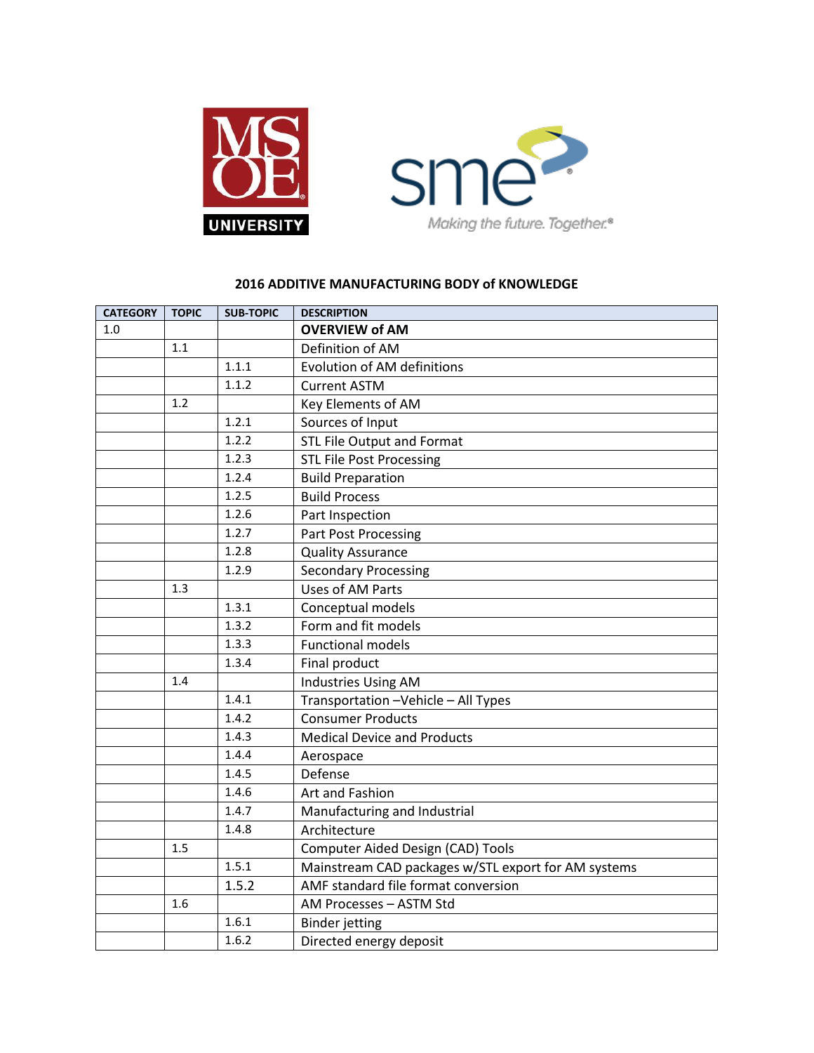MSOE UNIVERSITY

sme
Making the future. Together.®

## 2016 ADDITIVE MANUFACTURING BODY of KNOWLEDGE

| CATEGORY | TOPIC | SUB-TOPIC | DESCRIPTION |
|---|---|---|---|
| 1.0 | | | **OVERVIEW of AM** |
| | 1.1 | | Definition of AM |
| | | 1.1.1 | Evolution of AM definitions |
| | | 1.1.2 | Current ASTM |
| | 1.2 | | Key Elements of AM |
| | | 1.2.1 | Sources of Input |
| | | 1.2.2 | STL File Output and Format |
| | | 1.2.3 | STL File Post Processing |
| | | 1.2.4 | Build Preparation |
| | | 1.2.5 | Build Process |
| | | 1.2.6 | Part Inspection |
| | | 1.2.7 | Part Post Processing |
| | | 1.2.8 | Quality Assurance |
| | | 1.2.9 | Secondary Processing |
| | 1.3 | | Uses of AM Parts |
| | | 1.3.1 | Conceptual models |
| | | 1.3.2 | Form and fit models |
| | | 1.3.3 | Functional models |
| | | 1.3.4 | Final product |
| | 1.4 | | Industries Using AM |
| | | 1.4.1 | Transportation –Vehicle – All Types |
| | | 1.4.2 | Consumer Products |
| | | 1.4.3 | Medical Device and Products |
| | | 1.4.4 | Aerospace |
| | | 1.4.5 | Defense |
| | | 1.4.6 | Art and Fashion |
| | | 1.4.7 | Manufacturing and Industrial |
| | | 1.4.8 | Architecture |
| | 1.5 | | Computer Aided Design (CAD) Tools |
| | | 1.5.1 | Mainstream CAD packages w/STL export for AM systems |
| | | 1.5.2 | AMF standard file format conversion |
| | 1.6 | | AM Processes – ASTM Std |
| | | 1.6.1 | Binder jetting |
| | | 1.6.2 | Directed energy deposit |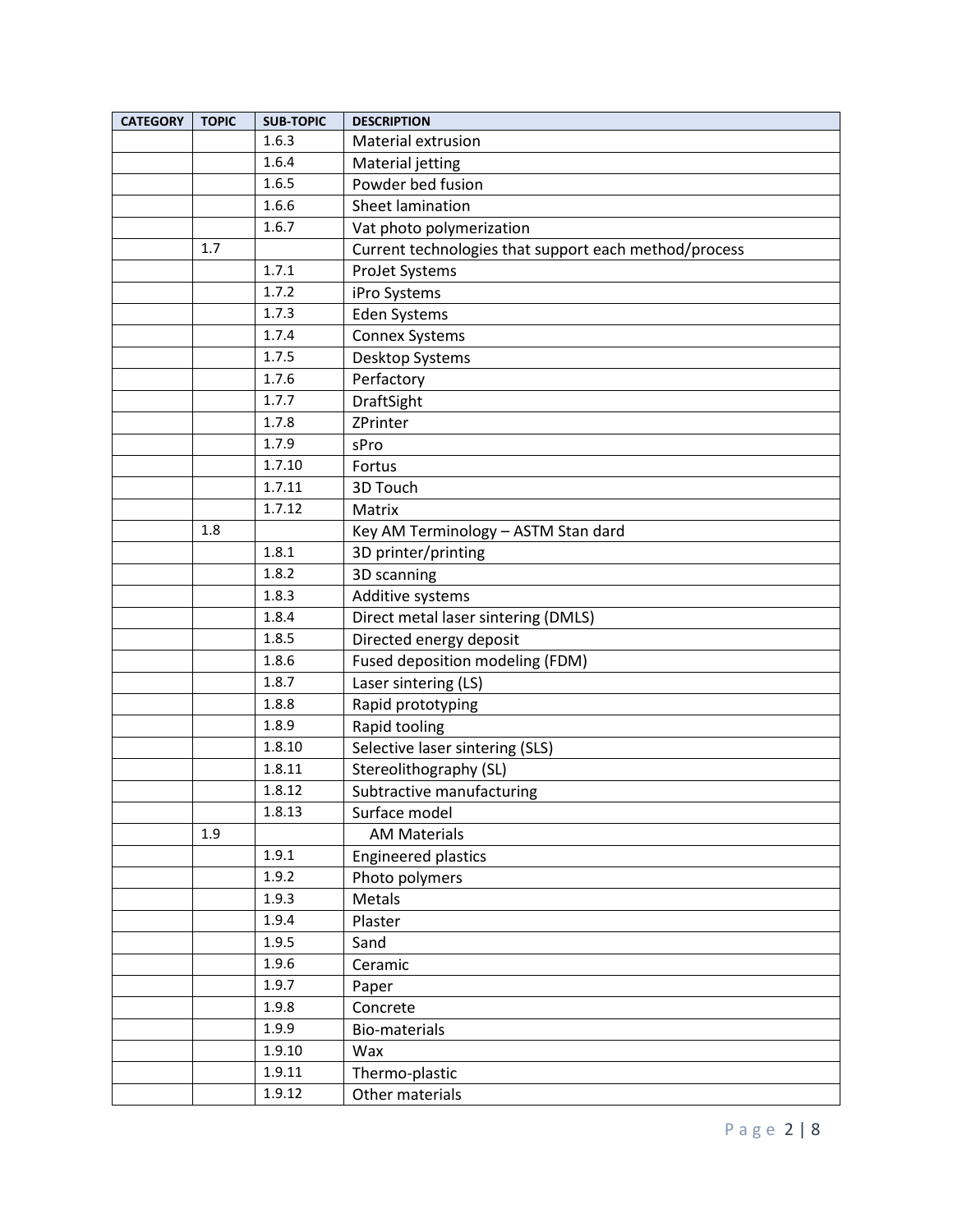| CATEGORY | TOPIC | SUB-TOPIC | DESCRIPTION |
| --- | --- | --- | --- |
| | | 1.6.3 | Material extrusion |
| | | 1.6.4 | Material jetting |
| | | 1.6.5 | Powder bed fusion |
| | | 1.6.6 | Sheet lamination |
| | | 1.6.7 | Vat photo polymerization |
| | 1.7 | | Current technologies that support each method/process |
| | | 1.7.1 | ProJet Systems |
| | | 1.7.2 | iPro Systems |
| | | 1.7.3 | Eden Systems |
| | | 1.7.4 | Connex Systems |
| | | 1.7.5 | Desktop Systems |
| | | 1.7.6 | Perfactory |
| | | 1.7.7 | DraftSight |
| | | 1.7.8 | ZPrinter |
| | | 1.7.9 | sPro |
| | | 1.7.10 | Fortus |
| | | 1.7.11 | 3D Touch |
| | | 1.7.12 | Matrix |
| | 1.8 | | Key AM Terminology – ASTM Stan dard |
| | | 1.8.1 | 3D printer/printing |
| | | 1.8.2 | 3D scanning |
| | | 1.8.3 | Additive systems |
| | | 1.8.4 | Direct metal laser sintering (DMLS) |
| | | 1.8.5 | Directed energy deposit |
| | | 1.8.6 | Fused deposition modeling (FDM) |
| | | 1.8.7 | Laser sintering (LS) |
| | | 1.8.8 | Rapid prototyping |
| | | 1.8.9 | Rapid tooling |
| | | 1.8.10 | Selective laser sintering (SLS) |
| | | 1.8.11 | Stereolithography (SL) |
| | | 1.8.12 | Subtractive manufacturing |
| | | 1.8.13 | Surface model |
| | 1.9 | | AM Materials |
| | | 1.9.1 | Engineered plastics |
| | | 1.9.2 | Photo polymers |
| | | 1.9.3 | Metals |
| | | 1.9.4 | Plaster |
| | | 1.9.5 | Sand |
| | | 1.9.6 | Ceramic |
| | | 1.9.7 | Paper |
| | | 1.9.8 | Concrete |
| | | 1.9.9 | Bio-materials |
| | | 1.9.10 | Wax |
| | | 1.9.11 | Thermo-plastic |
| | | 1.9.12 | Other materials |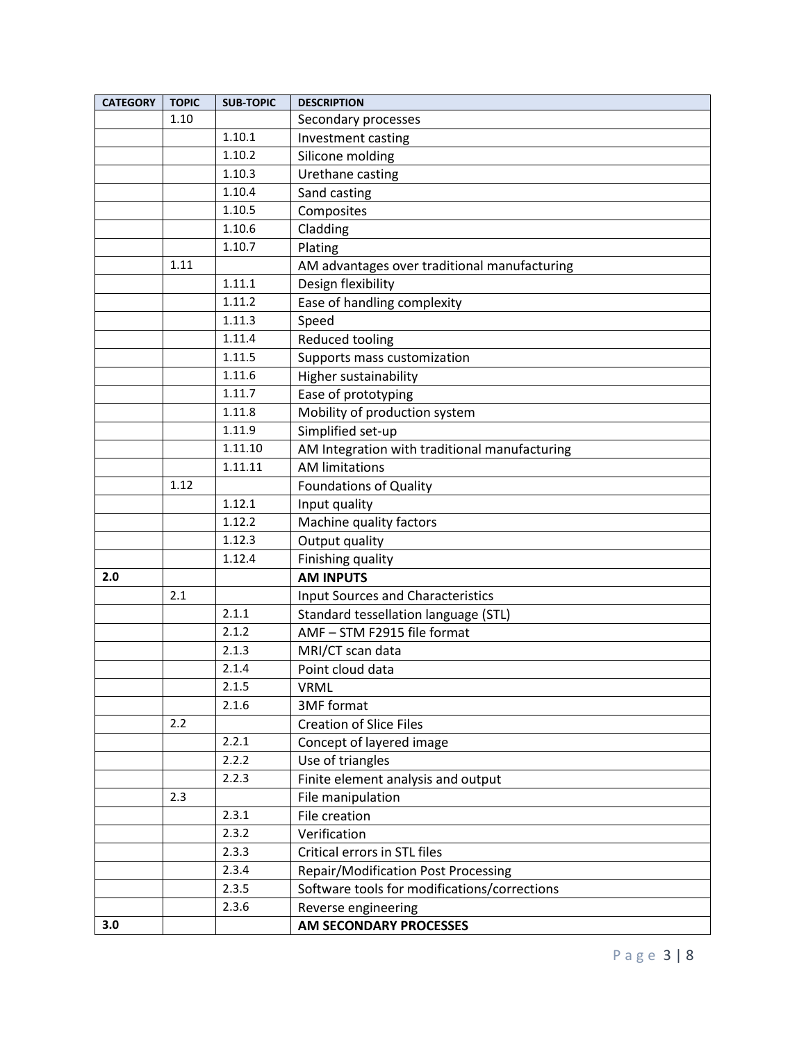| CATEGORY | TOPIC | SUB-TOPIC | DESCRIPTION |
|---|---|---|---|
| | 1.10 | | Secondary processes |
| | | 1.10.1 | Investment casting |
| | | 1.10.2 | Silicone molding |
| | | 1.10.3 | Urethane casting |
| | | 1.10.4 | Sand casting |
| | | 1.10.5 | Composites |
| | | 1.10.6 | Cladding |
| | | 1.10.7 | Plating |
| | 1.11 | | AM advantages over traditional manufacturing |
| | | 1.11.1 | Design flexibility |
| | | 1.11.2 | Ease of handling complexity |
| | | 1.11.3 | Speed |
| | | 1.11.4 | Reduced tooling |
| | | 1.11.5 | Supports mass customization |
| | | 1.11.6 | Higher sustainability |
| | | 1.11.7 | Ease of prototyping |
| | | 1.11.8 | Mobility of production system |
| | | 1.11.9 | Simplified set-up |
| | | 1.11.10 | AM Integration with traditional manufacturing |
| | | 1.11.11 | AM limitations |
| | 1.12 | | Foundations of Quality |
| | | 1.12.1 | Input quality |
| | | 1.12.2 | Machine quality factors |
| | | 1.12.3 | Output quality |
| | | 1.12.4 | Finishing quality |
| **2.0** | | | **AM INPUTS** |
| | 2.1 | | Input Sources and Characteristics |
| | | 2.1.1 | Standard tessellation language (STL) |
| | | 2.1.2 | AMF – STM F2915 file format |
| | | 2.1.3 | MRI/CT scan data |
| | | 2.1.4 | Point cloud data |
| | | 2.1.5 | VRML |
| | | 2.1.6 | 3MF format |
| | 2.2 | | Creation of Slice Files |
| | | 2.2.1 | Concept of layered image |
| | | 2.2.2 | Use of triangles |
| | | 2.2.3 | Finite element analysis and output |
| | 2.3 | | File manipulation |
| | | 2.3.1 | File creation |
| | | 2.3.2 | Verification |
| | | 2.3.3 | Critical errors in STL files |
| | | 2.3.4 | Repair/Modification Post Processing |
| | | 2.3.5 | Software tools for modifications/corrections |
| | | 2.3.6 | Reverse engineering |
| **3.0** | | | **AM SECONDARY PROCESSES** |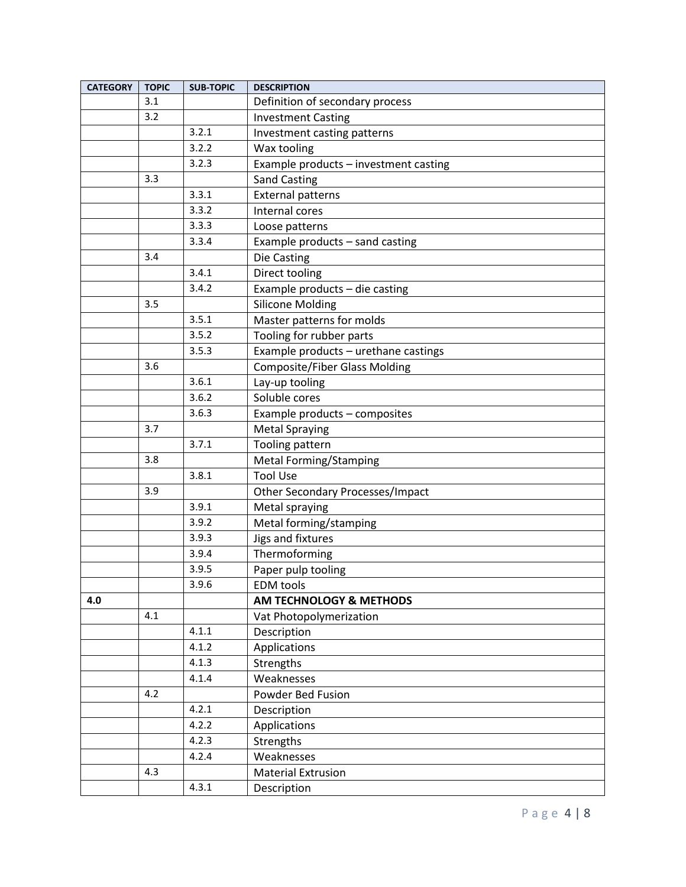| CATEGORY | TOPIC | SUB-TOPIC | DESCRIPTION |
|---|---|---|---|
| | 3.1 | | Definition of secondary process |
| | 3.2 | | Investment Casting |
| | | 3.2.1 | Investment casting patterns |
| | | 3.2.2 | Wax tooling |
| | | 3.2.3 | Example products – investment casting |
| | 3.3 | | Sand Casting |
| | | 3.3.1 | External patterns |
| | | 3.3.2 | Internal cores |
| | | 3.3.3 | Loose patterns |
| | | 3.3.4 | Example products – sand casting |
| | 3.4 | | Die Casting |
| | | 3.4.1 | Direct tooling |
| | | 3.4.2 | Example products – die casting |
| | 3.5 | | Silicone Molding |
| | | 3.5.1 | Master patterns for molds |
| | | 3.5.2 | Tooling for rubber parts |
| | | 3.5.3 | Example products – urethane castings |
| | 3.6 | | Composite/Fiber Glass Molding |
| | | 3.6.1 | Lay-up tooling |
| | | 3.6.2 | Soluble cores |
| | | 3.6.3 | Example products – composites |
| | 3.7 | | Metal Spraying |
| | | 3.7.1 | Tooling pattern |
| | 3.8 | | Metal Forming/Stamping |
| | | 3.8.1 | Tool Use |
| | 3.9 | | Other Secondary Processes/Impact |
| | | 3.9.1 | Metal spraying |
| | | 3.9.2 | Metal forming/stamping |
| | | 3.9.3 | Jigs and fixtures |
| | | 3.9.4 | Thermoforming |
| | | 3.9.5 | Paper pulp tooling |
| | | 3.9.6 | EDM tools |
| **4.0** | | | **AM TECHNOLOGY & METHODS** |
| | 4.1 | | Vat Photopolymerization |
| | | 4.1.1 | Description |
| | | 4.1.2 | Applications |
| | | 4.1.3 | Strengths |
| | | 4.1.4 | Weaknesses |
| | 4.2 | | Powder Bed Fusion |
| | | 4.2.1 | Description |
| | | 4.2.2 | Applications |
| | | 4.2.3 | Strengths |
| | | 4.2.4 | Weaknesses |
| | 4.3 | | Material Extrusion |
| | | 4.3.1 | Description |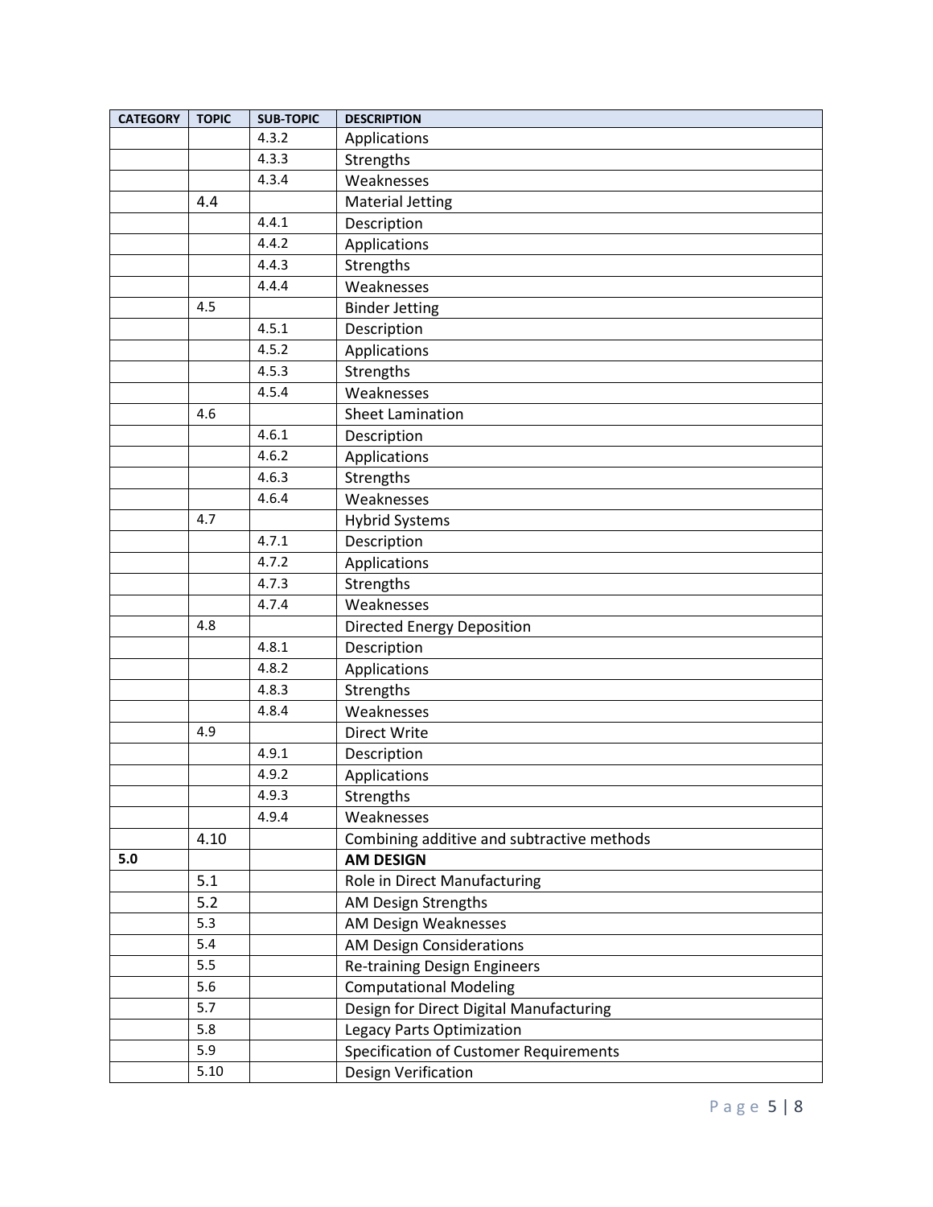| CATEGORY | TOPIC | SUB-TOPIC | DESCRIPTION |
|---|---|---|---|
| | | 4.3.2 | Applications |
| | | 4.3.3 | Strengths |
| | | 4.3.4 | Weaknesses |
| | 4.4 | | Material Jetting |
| | | 4.4.1 | Description |
| | | 4.4.2 | Applications |
| | | 4.4.3 | Strengths |
| | | 4.4.4 | Weaknesses |
| | 4.5 | | Binder Jetting |
| | | 4.5.1 | Description |
| | | 4.5.2 | Applications |
| | | 4.5.3 | Strengths |
| | | 4.5.4 | Weaknesses |
| | 4.6 | | Sheet Lamination |
| | | 4.6.1 | Description |
| | | 4.6.2 | Applications |
| | | 4.6.3 | Strengths |
| | | 4.6.4 | Weaknesses |
| | 4.7 | | Hybrid Systems |
| | | 4.7.1 | Description |
| | | 4.7.2 | Applications |
| | | 4.7.3 | Strengths |
| | | 4.7.4 | Weaknesses |
| | 4.8 | | Directed Energy Deposition |
| | | 4.8.1 | Description |
| | | 4.8.2 | Applications |
| | | 4.8.3 | Strengths |
| | | 4.8.4 | Weaknesses |
| | 4.9 | | Direct Write |
| | | 4.9.1 | Description |
| | | 4.9.2 | Applications |
| | | 4.9.3 | Strengths |
| | | 4.9.4 | Weaknesses |
| | 4.10 | | Combining additive and subtractive methods |
| **5.0** | | | **AM DESIGN** |
| | 5.1 | | Role in Direct Manufacturing |
| | 5.2 | | AM Design Strengths |
| | 5.3 | | AM Design Weaknesses |
| | 5.4 | | AM Design Considerations |
| | 5.5 | | Re-training Design Engineers |
| | 5.6 | | Computational Modeling |
| | 5.7 | | Design for Direct Digital Manufacturing |
| | 5.8 | | Legacy Parts Optimization |
| | 5.9 | | Specification of Customer Requirements |
| | 5.10 | | Design Verification |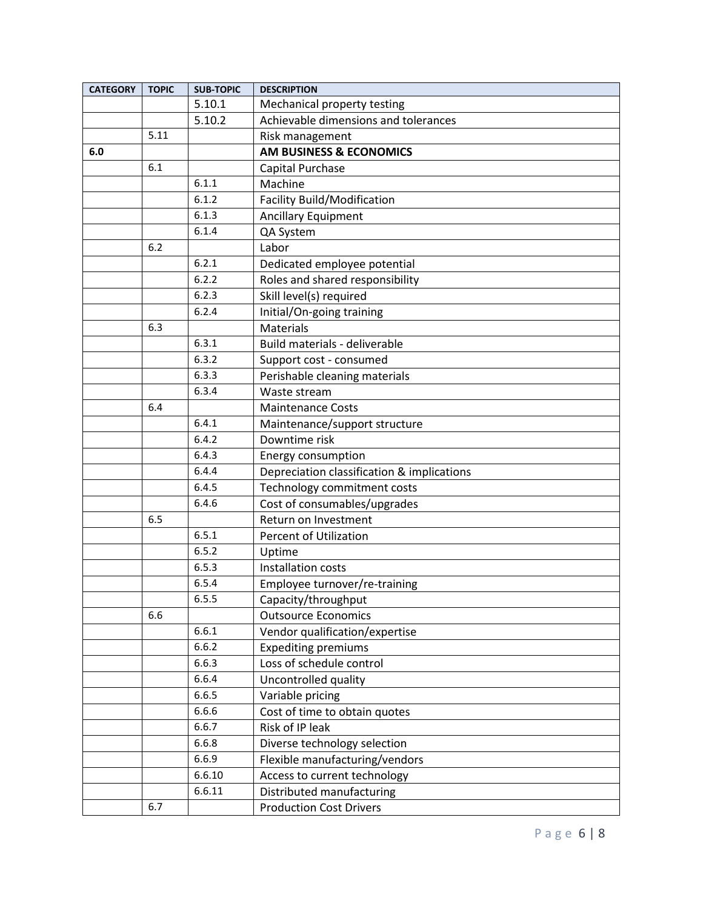| CATEGORY | TOPIC | SUB-TOPIC | DESCRIPTION |
|---|---|---|---|
| | | 5.10.1 | Mechanical property testing |
| | | 5.10.2 | Achievable dimensions and tolerances |
| | 5.11 | | Risk management |
| **6.0** | | | **AM BUSINESS & ECONOMICS** |
| | 6.1 | | Capital Purchase |
| | | 6.1.1 | Machine |
| | | 6.1.2 | Facility Build/Modification |
| | | 6.1.3 | Ancillary Equipment |
| | | 6.1.4 | QA System |
| | 6.2 | | Labor |
| | | 6.2.1 | Dedicated employee potential |
| | | 6.2.2 | Roles and shared responsibility |
| | | 6.2.3 | Skill level(s) required |
| | | 6.2.4 | Initial/On-going training |
| | 6.3 | | Materials |
| | | 6.3.1 | Build materials - deliverable |
| | | 6.3.2 | Support cost - consumed |
| | | 6.3.3 | Perishable cleaning materials |
| | | 6.3.4 | Waste stream |
| | 6.4 | | Maintenance Costs |
| | | 6.4.1 | Maintenance/support structure |
| | | 6.4.2 | Downtime risk |
| | | 6.4.3 | Energy consumption |
| | | 6.4.4 | Depreciation classification & implications |
| | | 6.4.5 | Technology commitment costs |
| | | 6.4.6 | Cost of consumables/upgrades |
| | 6.5 | | Return on Investment |
| | | 6.5.1 | Percent of Utilization |
| | | 6.5.2 | Uptime |
| | | 6.5.3 | Installation costs |
| | | 6.5.4 | Employee turnover/re-training |
| | | 6.5.5 | Capacity/throughput |
| | 6.6 | | Outsource Economics |
| | | 6.6.1 | Vendor qualification/expertise |
| | | 6.6.2 | Expediting premiums |
| | | 6.6.3 | Loss of schedule control |
| | | 6.6.4 | Uncontrolled quality |
| | | 6.6.5 | Variable pricing |
| | | 6.6.6 | Cost of time to obtain quotes |
| | | 6.6.7 | Risk of IP leak |
| | | 6.6.8 | Diverse technology selection |
| | | 6.6.9 | Flexible manufacturing/vendors |
| | | 6.6.10 | Access to current technology |
| | | 6.6.11 | Distributed manufacturing |
| | 6.7 | | Production Cost Drivers |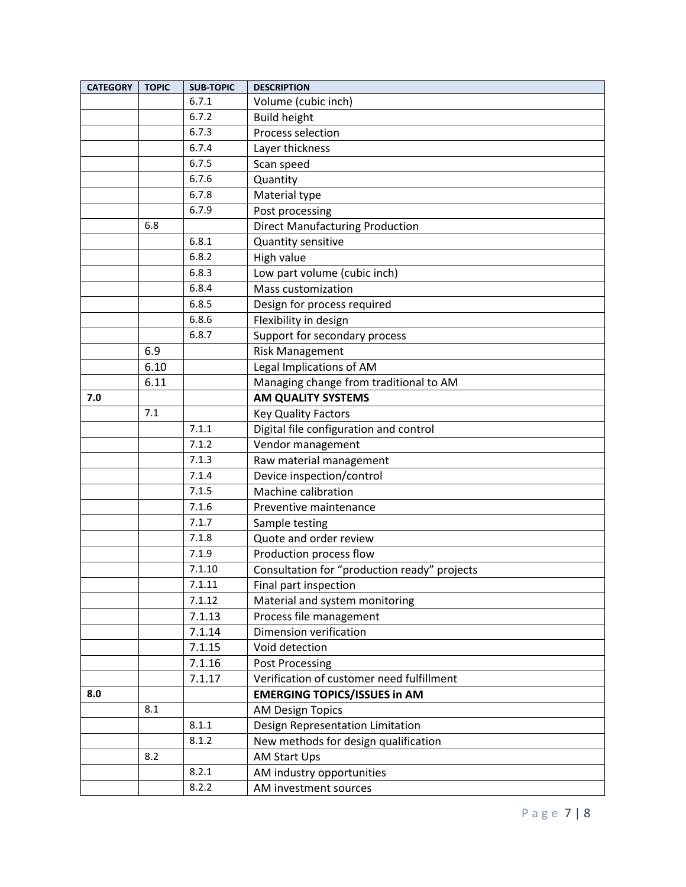| CATEGORY | TOPIC | SUB-TOPIC | DESCRIPTION |
|---|---|---|---|
| | | 6.7.1 | Volume (cubic inch) |
| | | 6.7.2 | Build height |
| | | 6.7.3 | Process selection |
| | | 6.7.4 | Layer thickness |
| | | 6.7.5 | Scan speed |
| | | 6.7.6 | Quantity |
| | | 6.7.8 | Material type |
| | | 6.7.9 | Post processing |
| | 6.8 | | Direct Manufacturing Production |
| | | 6.8.1 | Quantity sensitive |
| | | 6.8.2 | High value |
| | | 6.8.3 | Low part volume (cubic inch) |
| | | 6.8.4 | Mass customization |
| | | 6.8.5 | Design for process required |
| | | 6.8.6 | Flexibility in design |
| | | 6.8.7 | Support for secondary process |
| | 6.9 | | Risk Management |
| | 6.10 | | Legal Implications of AM |
| | 6.11 | | Managing change from traditional to AM |
| **7.0** | | | **AM QUALITY SYSTEMS** |
| | 7.1 | | Key Quality Factors |
| | | 7.1.1 | Digital file configuration and control |
| | | 7.1.2 | Vendor management |
| | | 7.1.3 | Raw material management |
| | | 7.1.4 | Device inspection/control |
| | | 7.1.5 | Machine calibration |
| | | 7.1.6 | Preventive maintenance |
| | | 7.1.7 | Sample testing |
| | | 7.1.8 | Quote and order review |
| | | 7.1.9 | Production process flow |
| | | 7.1.10 | Consultation for "production ready" projects |
| | | 7.1.11 | Final part inspection |
| | | 7.1.12 | Material and system monitoring |
| | | 7.1.13 | Process file management |
| | | 7.1.14 | Dimension verification |
| | | 7.1.15 | Void detection |
| | | 7.1.16 | Post Processing |
| | | 7.1.17 | Verification of customer need fulfillment |
| **8.0** | | | **EMERGING TOPICS/ISSUES in AM** |
| | 8.1 | | AM Design Topics |
| | | 8.1.1 | Design Representation Limitation |
| | | 8.1.2 | New methods for design qualification |
| | 8.2 | | AM Start Ups |
| | | 8.2.1 | AM industry opportunities |
| | | 8.2.2 | AM investment sources |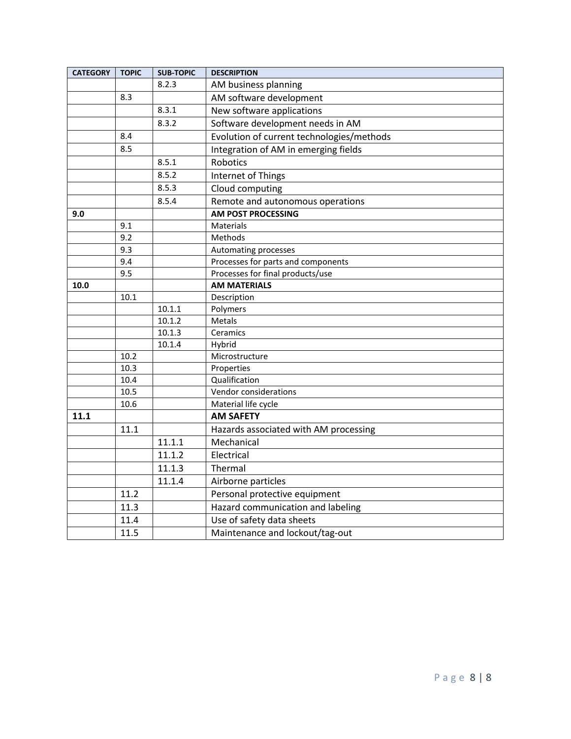| CATEGORY | TOPIC | SUB-TOPIC | DESCRIPTION |
|---|---|---|---|
| | | 8.2.3 | AM business planning |
| | 8.3 | | AM software development |
| | | 8.3.1 | New software applications |
| | | 8.3.2 | Software development needs in AM |
| | 8.4 | | Evolution of current technologies/methods |
| | 8.5 | | Integration of AM in emerging fields |
| | | 8.5.1 | Robotics |
| | | 8.5.2 | Internet of Things |
| | | 8.5.3 | Cloud computing |
| | | 8.5.4 | Remote and autonomous operations |
| **9.0** | | | **AM POST PROCESSING** |
| | 9.1 | | Materials |
| | 9.2 | | Methods |
| | 9.3 | | Automating processes |
| | 9.4 | | Processes for parts and components |
| | 9.5 | | Processes for final products/use |
| **10.0** | | | **AM MATERIALS** |
| | 10.1 | | Description |
| | | 10.1.1 | Polymers |
| | | 10.1.2 | Metals |
| | | 10.1.3 | Ceramics |
| | | 10.1.4 | Hybrid |
| | 10.2 | | Microstructure |
| | 10.3 | | Properties |
| | 10.4 | | Qualification |
| | 10.5 | | Vendor considerations |
| | 10.6 | | Material life cycle |
| **11.1** | | | **AM SAFETY** |
| | 11.1 | | Hazards associated with AM processing |
| | | 11.1.1 | Mechanical |
| | | 11.1.2 | Electrical |
| | | 11.1.3 | Thermal |
| | | 11.1.4 | Airborne particles |
| | 11.2 | | Personal protective equipment |
| | 11.3 | | Hazard communication and labeling |
| | 11.4 | | Use of safety data sheets |
| | 11.5 | | Maintenance and lockout/tag-out |